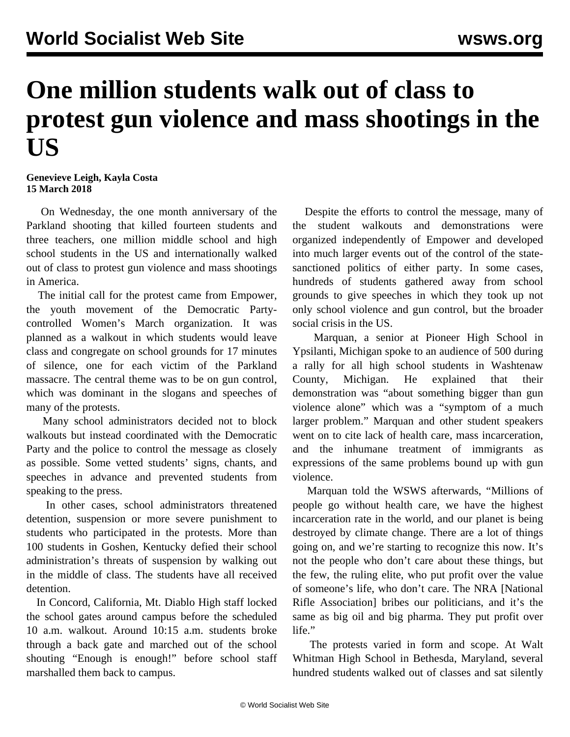# One million students walk out of class to protest gun violence and mass shootings in the US

**Genevieve Leigh, Kayla Costa**
**15 March 2018**

On Wednesday, the one month anniversary of the Parkland shooting that killed fourteen students and three teachers, one million middle school and high school students in the US and internationally walked out of class to protest gun violence and mass shootings in America.

The initial call for the protest came from Empower, the youth movement of the Democratic Party-controlled Women's March organization. It was planned as a walkout in which students would leave class and congregate on school grounds for 17 minutes of silence, one for each victim of the Parkland massacre. The central theme was to be on gun control, which was dominant in the slogans and speeches of many of the protests.

Many school administrators decided not to block walkouts but instead coordinated with the Democratic Party and the police to control the message as closely as possible. Some vetted students' signs, chants, and speeches in advance and prevented students from speaking to the press.

In other cases, school administrators threatened detention, suspension or more severe punishment to students who participated in the protests. More than 100 students in Goshen, Kentucky defied their school administration's threats of suspension by walking out in the middle of class. The students have all received detention.

In Concord, California, Mt. Diablo High staff locked the school gates around campus before the scheduled 10 a.m. walkout. Around 10:15 a.m. students broke through a back gate and marched out of the school shouting "Enough is enough!" before school staff marshalled them back to campus.

Despite the efforts to control the message, many of the student walkouts and demonstrations were organized independently of Empower and developed into much larger events out of the control of the state-sanctioned politics of either party. In some cases, hundreds of students gathered away from school grounds to give speeches in which they took up not only school violence and gun control, but the broader social crisis in the US.

Marquan, a senior at Pioneer High School in Ypsilanti, Michigan spoke to an audience of 500 during a rally for all high school students in Washtenaw County, Michigan. He explained that their demonstration was "about something bigger than gun violence alone" which was a "symptom of a much larger problem." Marquan and other student speakers went on to cite lack of health care, mass incarceration, and the inhumane treatment of immigrants as expressions of the same problems bound up with gun violence.

Marquan told the WSWS afterwards, "Millions of people go without health care, we have the highest incarceration rate in the world, and our planet is being destroyed by climate change. There are a lot of things going on, and we're starting to recognize this now. It's not the people who don't care about these things, but the few, the ruling elite, who put profit over the value of someone's life, who don't care. The NRA [National Rifle Association] bribes our politicians, and it's the same as big oil and big pharma. They put profit over life."

The protests varied in form and scope. At Walt Whitman High School in Bethesda, Maryland, several hundred students walked out of classes and sat silently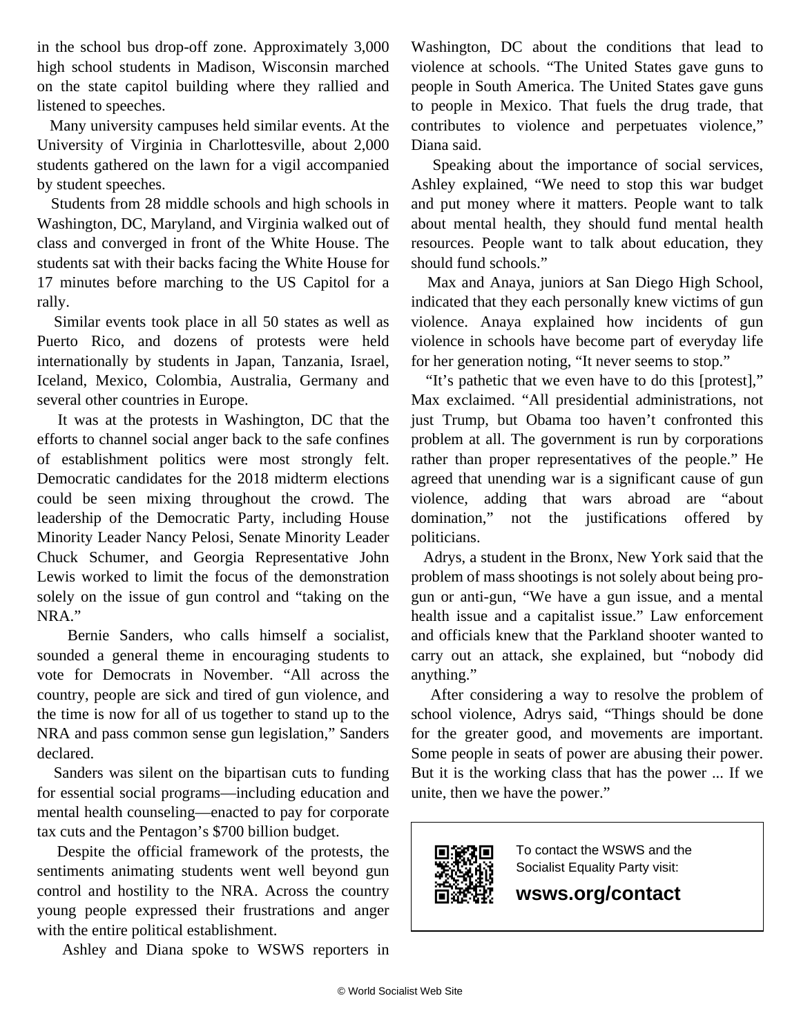in the school bus drop-off zone. Approximately 3,000 high school students in Madison, Wisconsin marched on the state capitol building where they rallied and listened to speeches.

Many university campuses held similar events. At the University of Virginia in Charlottesville, about 2,000 students gathered on the lawn for a vigil accompanied by student speeches.

Students from 28 middle schools and high schools in Washington, DC, Maryland, and Virginia walked out of class and converged in front of the White House. The students sat with their backs facing the White House for 17 minutes before marching to the US Capitol for a rally.

Similar events took place in all 50 states as well as Puerto Rico, and dozens of protests were held internationally by students in Japan, Tanzania, Israel, Iceland, Mexico, Colombia, Australia, Germany and several other countries in Europe.

It was at the protests in Washington, DC that the efforts to channel social anger back to the safe confines of establishment politics were most strongly felt. Democratic candidates for the 2018 midterm elections could be seen mixing throughout the crowd. The leadership of the Democratic Party, including House Minority Leader Nancy Pelosi, Senate Minority Leader Chuck Schumer, and Georgia Representative John Lewis worked to limit the focus of the demonstration solely on the issue of gun control and "taking on the NRA."

Bernie Sanders, who calls himself a socialist, sounded a general theme in encouraging students to vote for Democrats in November. "All across the country, people are sick and tired of gun violence, and the time is now for all of us together to stand up to the NRA and pass common sense gun legislation," Sanders declared.

Sanders was silent on the bipartisan cuts to funding for essential social programs—including education and mental health counseling—enacted to pay for corporate tax cuts and the Pentagon's $700 billion budget.

Despite the official framework of the protests, the sentiments animating students went well beyond gun control and hostility to the NRA. Across the country young people expressed their frustrations and anger with the entire political establishment.

Ashley and Diana spoke to WSWS reporters in Washington, DC about the conditions that lead to violence at schools. "The United States gave guns to people in South America. The United States gave guns to people in Mexico. That fuels the drug trade, that contributes to violence and perpetuates violence," Diana said.

Speaking about the importance of social services, Ashley explained, "We need to stop this war budget and put money where it matters. People want to talk about mental health, they should fund mental health resources. People want to talk about education, they should fund schools."

Max and Anaya, juniors at San Diego High School, indicated that they each personally knew victims of gun violence. Anaya explained how incidents of gun violence in schools have become part of everyday life for her generation noting, "It never seems to stop."

"It's pathetic that we even have to do this [protest]," Max exclaimed. "All presidential administrations, not just Trump, but Obama too haven't confronted this problem at all. The government is run by corporations rather than proper representatives of the people." He agreed that unending war is a significant cause of gun violence, adding that wars abroad are "about domination," not the justifications offered by politicians.

Adrys, a student in the Bronx, New York said that the problem of mass shootings is not solely about being pro-gun or anti-gun, "We have a gun issue, and a mental health issue and a capitalist issue." Law enforcement and officials knew that the Parkland shooter wanted to carry out an attack, she explained, but "nobody did anything."

After considering a way to resolve the problem of school violence, Adrys said, "Things should be done for the greater good, and movements are important. Some people in seats of power are abusing their power. But it is the working class that has the power ... If we unite, then we have the power."

To contact the WSWS and the Socialist Equality Party visit:

**wsws.org/contact**